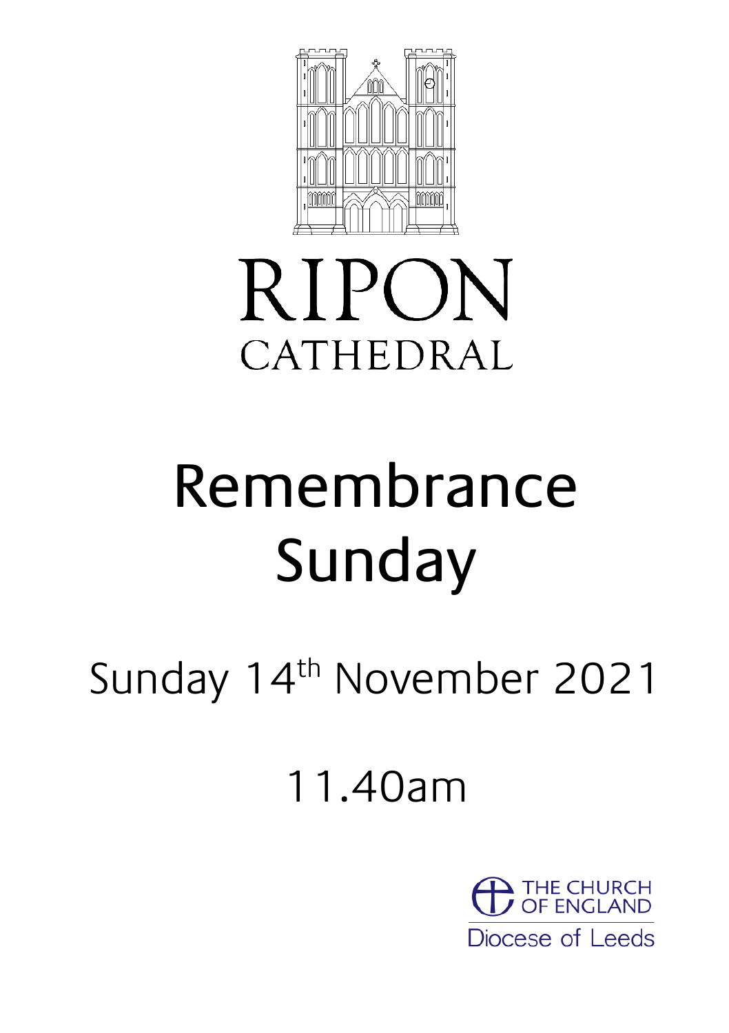RIPON
CATHEDRAL

# Remembrance Sunday

Sunday 14th November 2021

11.40am

THE CHURCH OF ENGLAND
Diocese of Leeds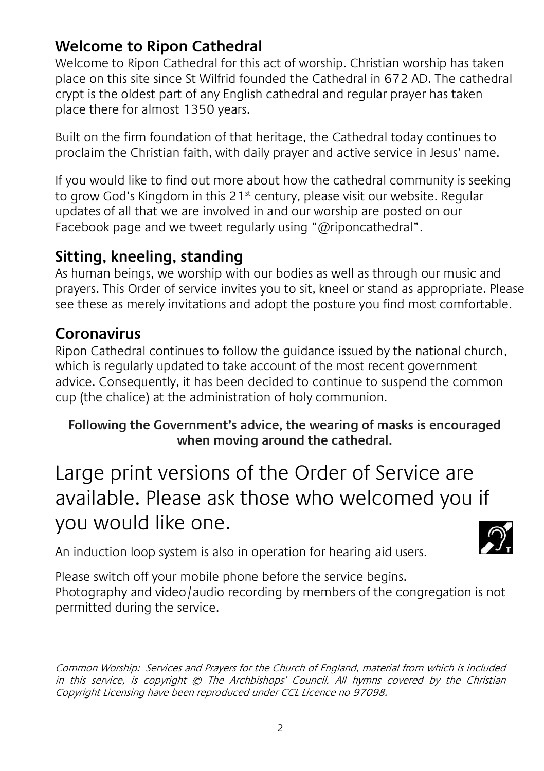## Welcome to Ripon Cathedral

Welcome to Ripon Cathedral for this act of worship. Christian worship has taken place on this site since St Wilfrid founded the Cathedral in 672 AD. The cathedral crypt is the oldest part of any English cathedral and regular prayer has taken place there for almost 1350 years.

Built on the firm foundation of that heritage, the Cathedral today continues to proclaim the Christian faith, with daily prayer and active service in Jesus' name.

If you would like to find out more about how the cathedral community is seeking to grow God's Kingdom in this 21st century, please visit our website. Regular updates of all that we are involved in and our worship are posted on our Facebook page and we tweet regularly using "@riponcathedral".

## Sitting, kneeling, standing

As human beings, we worship with our bodies as well as through our music and prayers. This Order of service invites you to sit, kneel or stand as appropriate. Please see these as merely invitations and adopt the posture you find most comfortable.

## Coronavirus

Ripon Cathedral continues to follow the guidance issued by the national church, which is regularly updated to take account of the most recent government advice. Consequently, it has been decided to continue to suspend the common cup (the chalice) at the administration of holy communion.

**Following the Government's advice, the wearing of masks is encouraged when moving around the cathedral.**

# Large print versions of the Order of Service are available. Please ask those who welcomed you if you would like one.

An induction loop system is also in operation for hearing aid users.

Please switch off your mobile phone before the service begins.
Photography and video/audio recording by members of the congregation is not permitted during the service.

*Common Worship: Services and Prayers for the Church of England, material from which is included in this service, is copyright © The Archbishops' Council. All hymns covered by the Christian Copyright Licensing have been reproduced under CCL Licence no 97098.*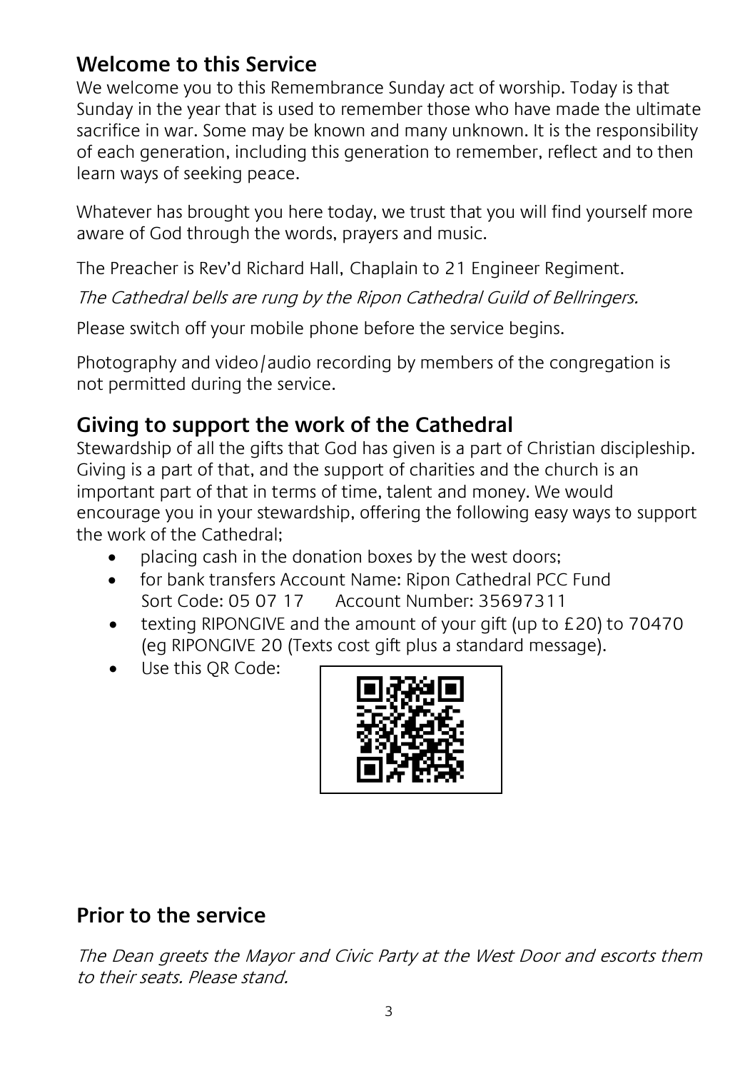## Welcome to this Service

We welcome you to this Remembrance Sunday act of worship. Today is that Sunday in the year that is used to remember those who have made the ultimate sacrifice in war. Some may be known and many unknown. It is the responsibility of each generation, including this generation to remember, reflect and to then learn ways of seeking peace.

Whatever has brought you here today, we trust that you will find yourself more aware of God through the words, prayers and music.

The Preacher is Rev'd Richard Hall, Chaplain to 21 Engineer Regiment.

*The Cathedral bells are rung by the Ripon Cathedral Guild of Bellringers.*

Please switch off your mobile phone before the service begins.

Photography and video/audio recording by members of the congregation is not permitted during the service.

## Giving to support the work of the Cathedral

Stewardship of all the gifts that God has given is a part of Christian discipleship. Giving is a part of that, and the support of charities and the church is an important part of that in terms of time, talent and money. We would encourage you in your stewardship, offering the following easy ways to support the work of the Cathedral;

- placing cash in the donation boxes by the west doors;
- for bank transfers Account Name: Ripon Cathedral PCC Fund
  Sort Code: 05 07 17 Account Number: 35697311
- texting RIPONGIVE and the amount of your gift (up to £20) to 70470 (eg RIPONGIVE 20 (Texts cost gift plus a standard message).
- Use this QR Code:

## Prior to the service

*The Dean greets the Mayor and Civic Party at the West Door and escorts them to their seats. Please stand.*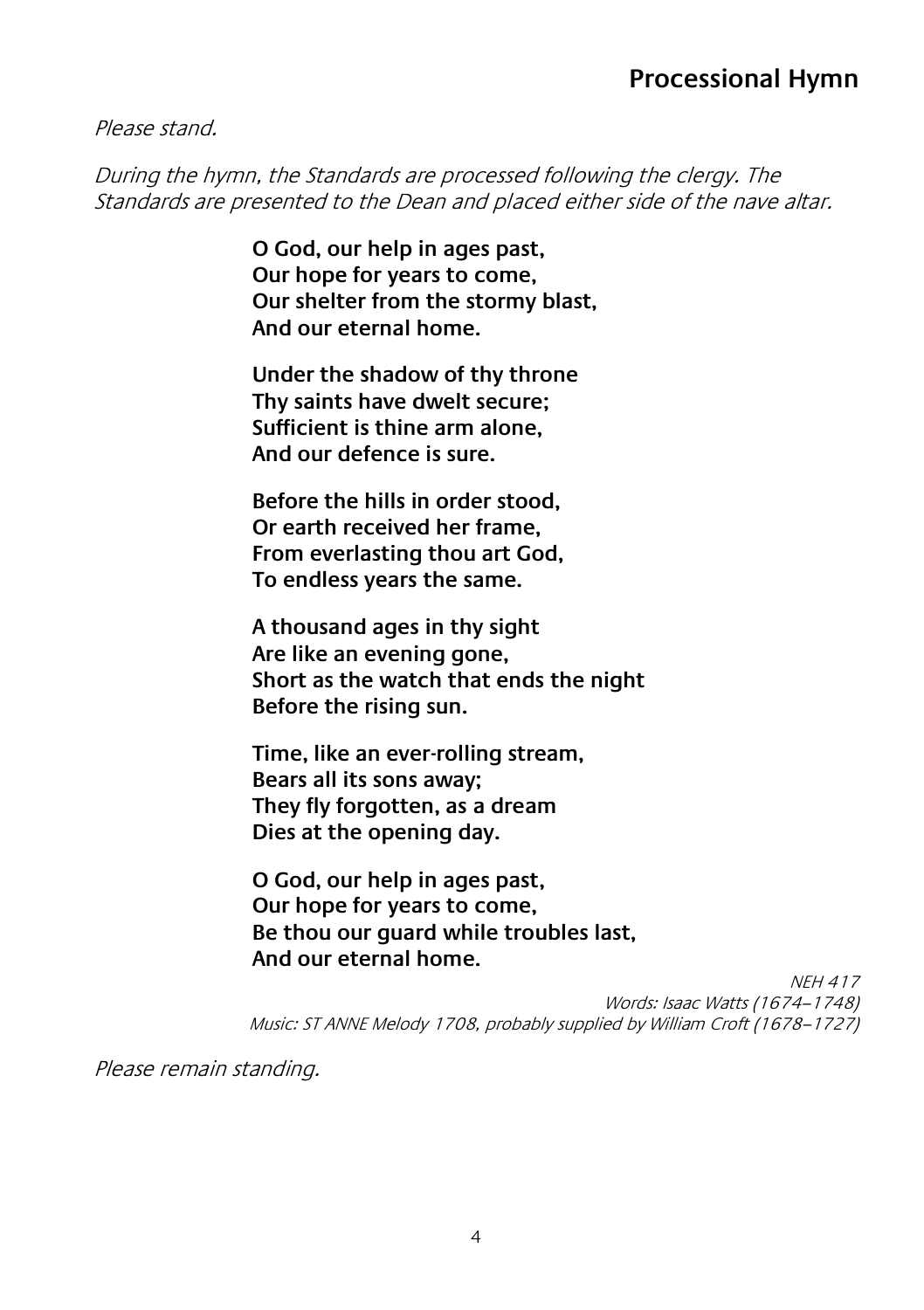## Processional Hymn

*Please stand.*

*During the hymn, the Standards are processed following the clergy. The Standards are presented to the Dean and placed either side of the nave altar.*

**O God, our help in ages past,**
**Our hope for years to come,**
**Our shelter from the stormy blast,**
**And our eternal home.**

**Under the shadow of thy throne**
**Thy saints have dwelt secure;**
**Sufficient is thine arm alone,**
**And our defence is sure.**

**Before the hills in order stood,**
**Or earth received her frame,**
**From everlasting thou art God,**
**To endless years the same.**

**A thousand ages in thy sight**
**Are like an evening gone,**
**Short as the watch that ends the night**
**Before the rising sun.**

**Time, like an ever-rolling stream,**
**Bears all its sons away;**
**They fly forgotten, as a dream**
**Dies at the opening day.**

**O God, our help in ages past,**
**Our hope for years to come,**
**Be thou our guard while troubles last,**
**And our eternal home.**

*NEH 417*
*Words: Isaac Watts (1674–1748)*
*Music: ST ANNE Melody 1708, probably supplied by William Croft (1678–1727)*

*Please remain standing.*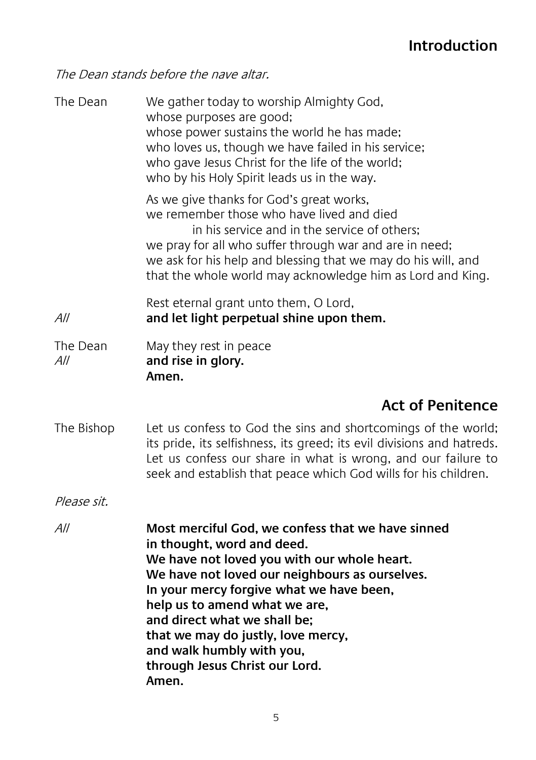## Introduction

*The Dean stands before the nave altar.*

The Dean We gather today to worship Almighty God,
whose purposes are good;
whose power sustains the world he has made;
who loves us, though we have failed in his service;
who gave Jesus Christ for the life of the world;
who by his Holy Spirit leads us in the way.

As we give thanks for God's great works,
we remember those who have lived and died
in his service and in the service of others;
we pray for all who suffer through war and are in need;
we ask for his help and blessing that we may do his will, and
that the whole world may acknowledge him as Lord and King.

Rest eternal grant unto them, O Lord,
*All* **and let light perpetual shine upon them.**

The Dean May they rest in peace
*All* **and rise in glory.**
**Amen.**

## Act of Penitence

The Bishop Let us confess to God the sins and shortcomings of the world; its pride, its selfishness, its greed; its evil divisions and hatreds. Let us confess our share in what is wrong, and our failure to seek and establish that peace which God wills for his children.

*Please sit.*

*All* **Most merciful God, we confess that we have sinned**
**in thought, word and deed.**
**We have not loved you with our whole heart.**
**We have not loved our neighbours as ourselves.**
**In your mercy forgive what we have been,**
**help us to amend what we are,**
**and direct what we shall be;**
**that we may do justly, love mercy,**
**and walk humbly with you,**
**through Jesus Christ our Lord.**
**Amen.**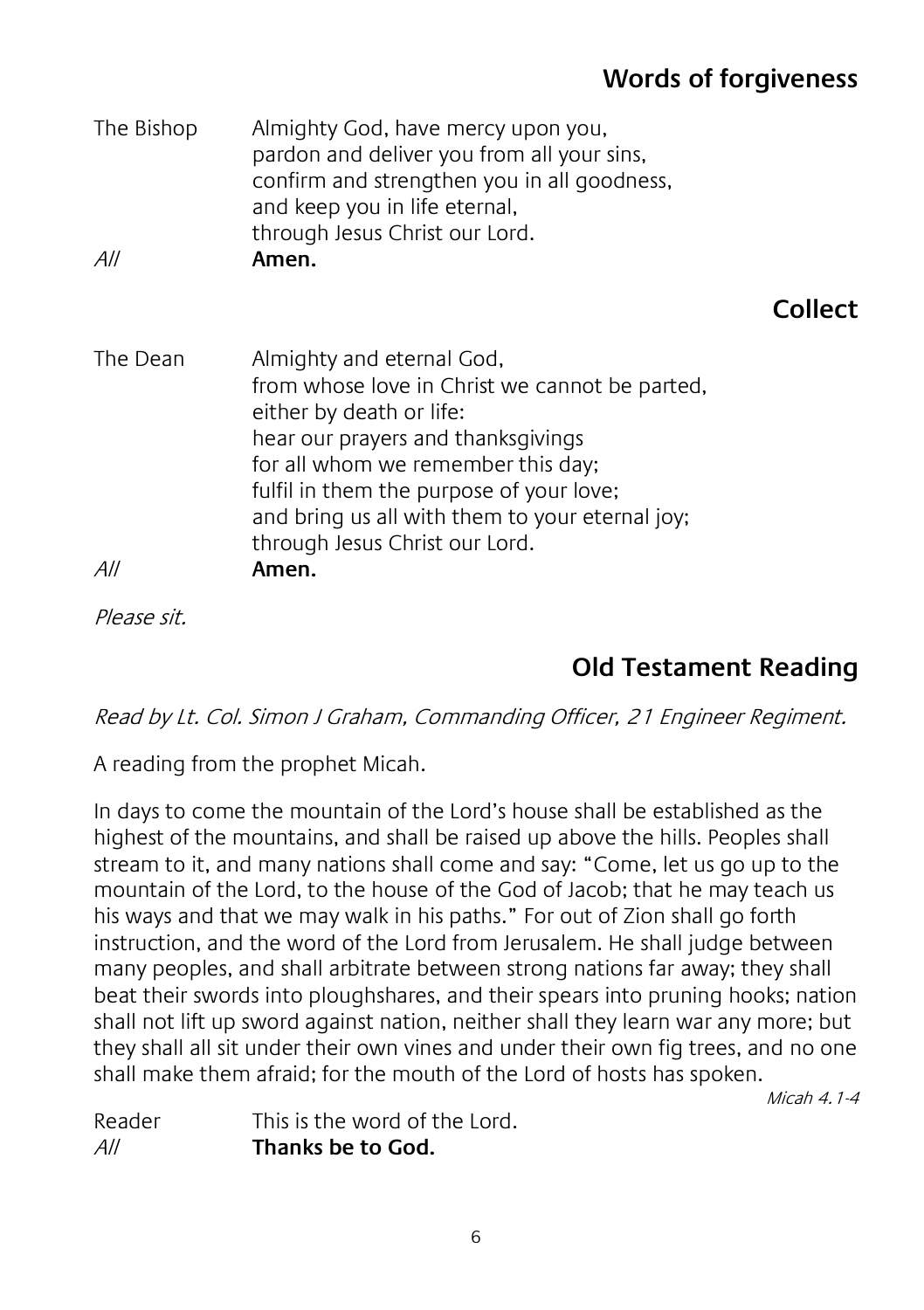## Words of forgiveness

The Bishop Almighty God, have mercy upon you,
pardon and deliver you from all your sins,
confirm and strengthen you in all goodness,
and keep you in life eternal,
through Jesus Christ our Lord.

*All* **Amen.**

## Collect

The Dean Almighty and eternal God,
from whose love in Christ we cannot be parted,
either by death or life:
hear our prayers and thanksgivings
for all whom we remember this day;
fulfil in them the purpose of your love;
and bring us all with them to your eternal joy;
through Jesus Christ our Lord.

*All* **Amen.**

*Please sit.*

## Old Testament Reading

*Read by Lt. Col. Simon J Graham, Commanding Officer, 21 Engineer Regiment.*

A reading from the prophet Micah.

In days to come the mountain of the Lord's house shall be established as the highest of the mountains, and shall be raised up above the hills. Peoples shall stream to it, and many nations shall come and say: "Come, let us go up to the mountain of the Lord, to the house of the God of Jacob; that he may teach us his ways and that we may walk in his paths." For out of Zion shall go forth instruction, and the word of the Lord from Jerusalem. He shall judge between many peoples, and shall arbitrate between strong nations far away; they shall beat their swords into ploughshares, and their spears into pruning hooks; nation shall not lift up sword against nation, neither shall they learn war any more; but they shall all sit under their own vines and under their own fig trees, and no one shall make them afraid; for the mouth of the Lord of hosts has spoken.

*Micah 4.1-4*

Reader This is the word of the Lord.

*All* **Thanks be to God.**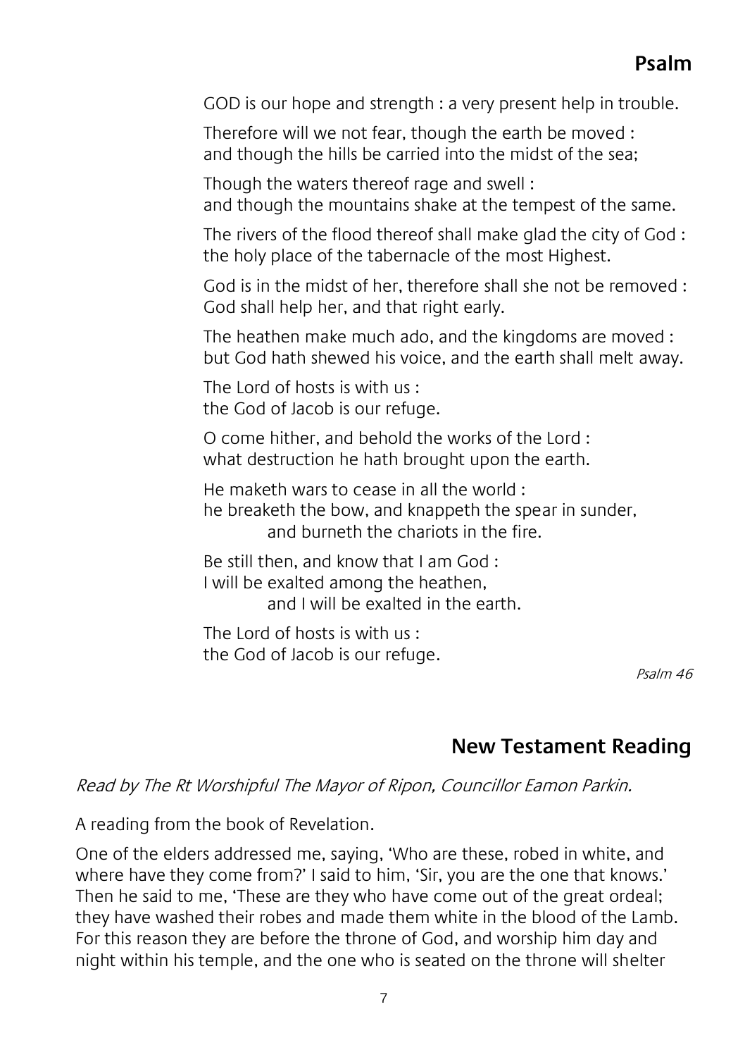## Psalm

GOD is our hope and strength : a very present help in trouble.

Therefore will we not fear, though the earth be moved :
and though the hills be carried into the midst of the sea;

Though the waters thereof rage and swell :
and though the mountains shake at the tempest of the same.

The rivers of the flood thereof shall make glad the city of God :
the holy place of the tabernacle of the most Highest.

God is in the midst of her, therefore shall she not be removed :
God shall help her, and that right early.

The heathen make much ado, and the kingdoms are moved :
but God hath shewed his voice, and the earth shall melt away.

The Lord of hosts is with us :
the God of Jacob is our refuge.

O come hither, and behold the works of the Lord :
what destruction he hath brought upon the earth.

He maketh wars to cease in all the world :
he breaketh the bow, and knappeth the spear in sunder,
and burneth the chariots in the fire.

Be still then, and know that I am God :
I will be exalted among the heathen,
and I will be exalted in the earth.

The Lord of hosts is with us :
the God of Jacob is our refuge.

*Psalm 46*

## New Testament Reading

*Read by The Rt Worshipful The Mayor of Ripon, Councillor Eamon Parkin.*

A reading from the book of Revelation.

One of the elders addressed me, saying, 'Who are these, robed in white, and where have they come from?' I said to him, 'Sir, you are the one that knows.' Then he said to me, 'These are they who have come out of the great ordeal; they have washed their robes and made them white in the blood of the Lamb. For this reason they are before the throne of God, and worship him day and night within his temple, and the one who is seated on the throne will shelter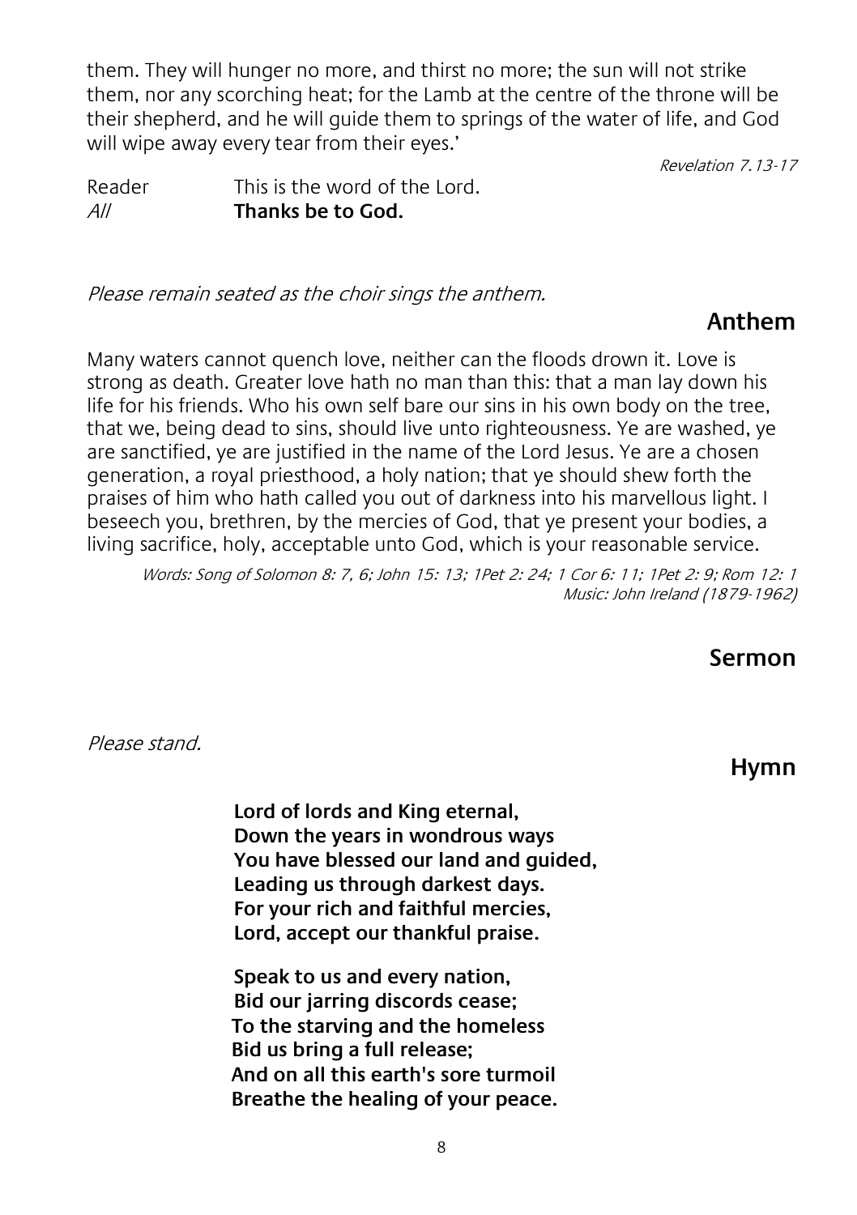them. They will hunger no more, and thirst no more; the sun will not strike them, nor any scorching heat; for the Lamb at the centre of the throne will be their shepherd, and he will guide them to springs of the water of life, and God will wipe away every tear from their eyes.'

*Revelation 7.13-17*

Reader This is the word of the Lord.
*All* **Thanks be to God.**

*Please remain seated as the choir sings the anthem.*

## Anthem

Many waters cannot quench love, neither can the floods drown it. Love is strong as death. Greater love hath no man than this: that a man lay down his life for his friends. Who his own self bare our sins in his own body on the tree, that we, being dead to sins, should live unto righteousness. Ye are washed, ye are sanctified, ye are justified in the name of the Lord Jesus. Ye are a chosen generation, a royal priesthood, a holy nation; that ye should shew forth the praises of him who hath called you out of darkness into his marvellous light. I beseech you, brethren, by the mercies of God, that ye present your bodies, a living sacrifice, holy, acceptable unto God, which is your reasonable service.

*Words: Song of Solomon 8: 7, 6; John 15: 13; 1Pet 2: 24; 1 Cor 6: 11; 1Pet 2: 9; Rom 12: 1*
*Music: John Ireland (1879-1962)*

## Sermon

*Please stand.*

## Hymn

**Lord of lords and King eternal,**
**Down the years in wondrous ways**
**You have blessed our land and guided,**
**Leading us through darkest days.**
**For your rich and faithful mercies,**
**Lord, accept our thankful praise.**

**Speak to us and every nation,**
**Bid our jarring discords cease;**
**To the starving and the homeless**
**Bid us bring a full release;**
**And on all this earth's sore turmoil**
**Breathe the healing of your peace.**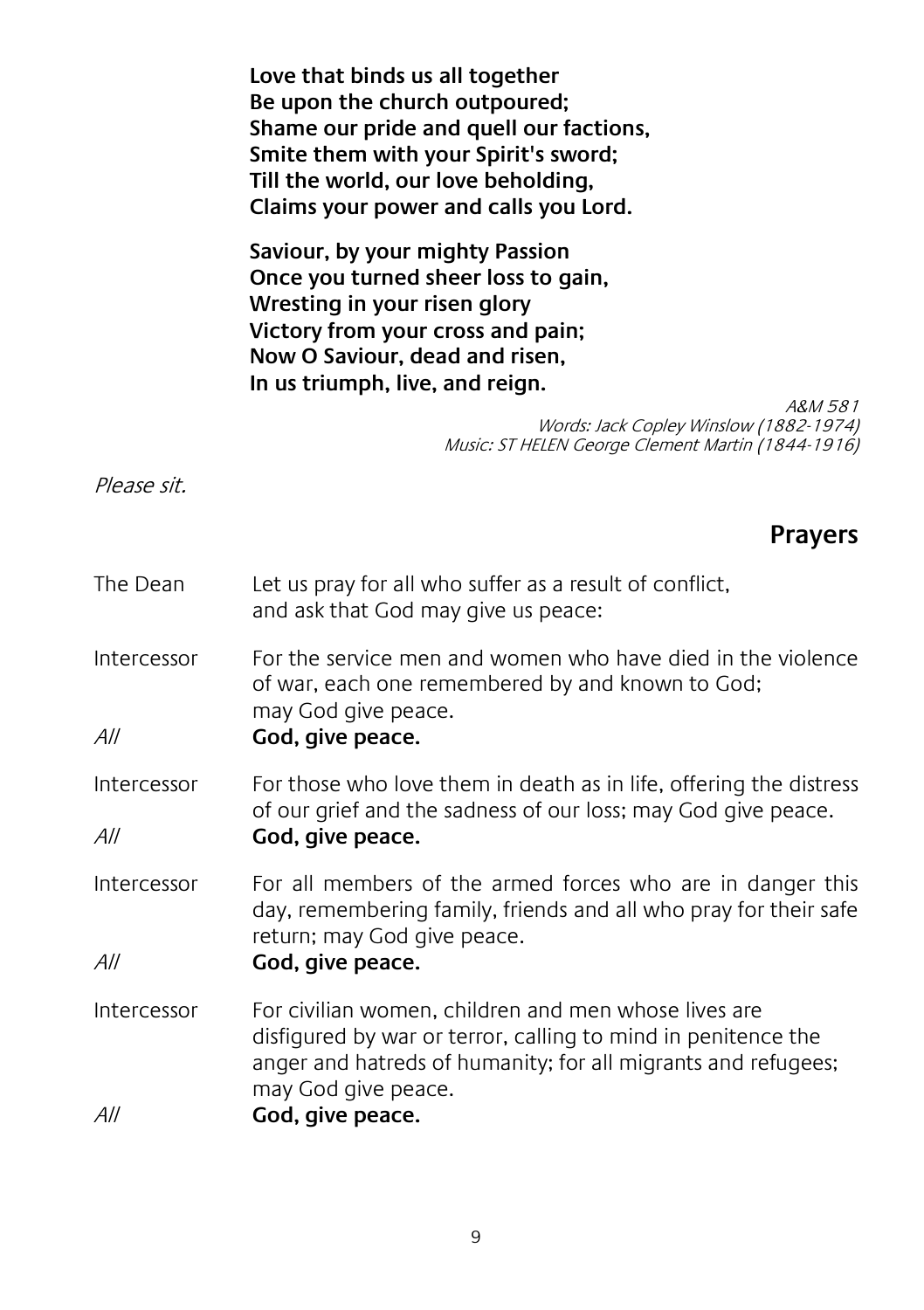**Love that binds us all together**
**Be upon the church outpoured;**
**Shame our pride and quell our factions,**
**Smite them with your Spirit's sword;**
**Till the world, our love beholding,**
**Claims your power and calls you Lord.**

**Saviour, by your mighty Passion**
**Once you turned sheer loss to gain,**
**Wrestling in your risen glory**
**Victory from your cross and pain;**
**Now O Saviour, dead and risen,**
**In us triumph, live, and reign.**

*A&M 581*
*Words: Jack Copley Winslow (1882-1974)*
*Music: ST HELEN George Clement Martin (1844-1916)*

*Please sit.*

## Prayers

The Dean — Let us pray for all who suffer as a result of conflict, and ask that God may give us peace:

Intercessor — For the service men and women who have died in the violence of war, each one remembered by and known to God; may God give peace.

*All* — **God, give peace.**

Intercessor — For those who love them in death as in life, offering the distress of our grief and the sadness of our loss; may God give peace.

*All* — **God, give peace.**

Intercessor — For all members of the armed forces who are in danger this day, remembering family, friends and all who pray for their safe return; may God give peace.

*All* — **God, give peace.**

Intercessor — For civilian women, children and men whose lives are disfigured by war or terror, calling to mind in penitence the anger and hatreds of humanity; for all migrants and refugees; may God give peace.

*All* — **God, give peace.**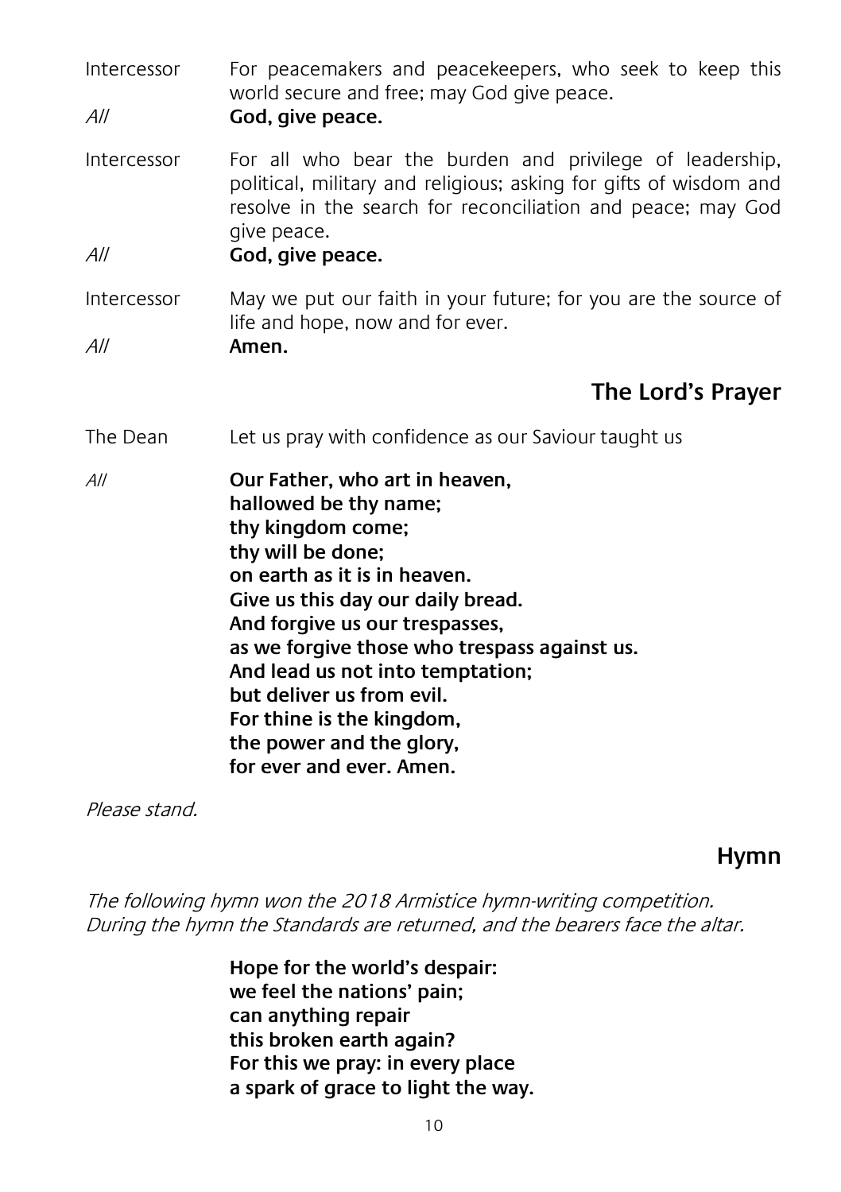Intercessor For peacemakers and peacekeepers, who seek to keep this world secure and free; may God give peace.

*All* **God, give peace.**

Intercessor For all who bear the burden and privilege of leadership, political, military and religious; asking for gifts of wisdom and resolve in the search for reconciliation and peace; may God give peace.

*All* **God, give peace.**

Intercessor May we put our faith in your future; for you are the source of life and hope, now and for ever.

*All* **Amen.**

## The Lord's Prayer

The Dean Let us pray with confidence as our Saviour taught us

*All* **Our Father, who art in heaven,**
**hallowed be thy name;**
**thy kingdom come;**
**thy will be done;**
**on earth as it is in heaven.**
**Give us this day our daily bread.**
**And forgive us our trespasses,**
**as we forgive those who trespass against us.**
**And lead us not into temptation;**
**but deliver us from evil.**
**For thine is the kingdom,**
**the power and the glory,**
**for ever and ever. Amen.**

*Please stand.*

## Hymn

*The following hymn won the 2018 Armistice hymn-writing competition. During the hymn the Standards are returned, and the bearers face the altar.*

**Hope for the world's despair:**
**we feel the nations' pain;**
**can anything repair**
**this broken earth again?**
**For this we pray: in every place**
**a spark of grace to light the way.**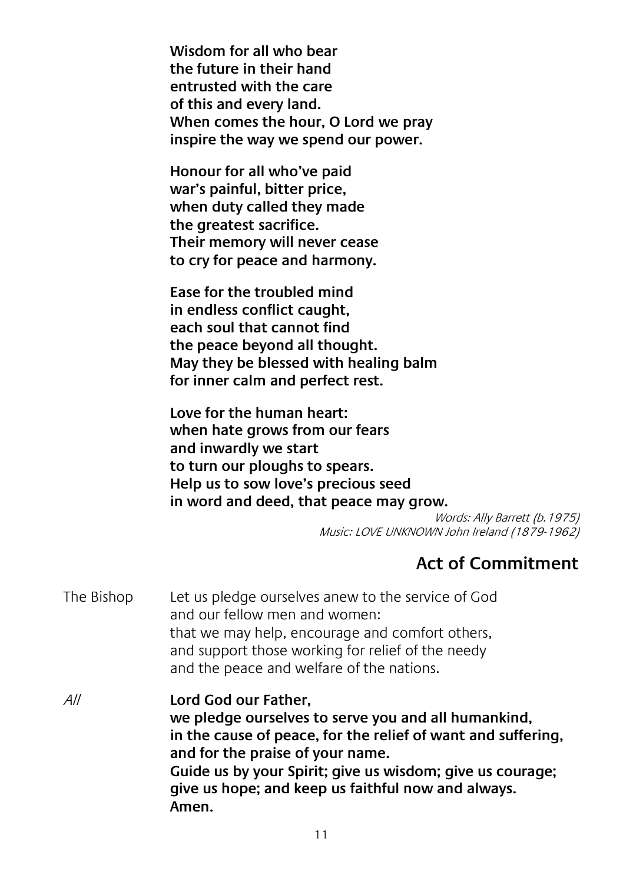**Wisdom for all who bear**
**the future in their hand**
**entrusted with the care**
**of this and every land.**
**When comes the hour, O Lord we pray**
**inspire the way we spend our power.**

**Honour for all who've paid**
**war's painful, bitter price,**
**when duty called they made**
**the greatest sacrifice.**
**Their memory will never cease**
**to cry for peace and harmony.**

**Ease for the troubled mind**
**in endless conflict caught,**
**each soul that cannot find**
**the peace beyond all thought.**
**May they be blessed with healing balm**
**for inner calm and perfect rest.**

**Love for the human heart:**
**when hate grows from our fears**
**and inwardly we start**
**to turn our ploughs to spears.**
**Help us to sow love's precious seed**
**in word and deed, that peace may grow.**

*Words: Ally Barrett (b.1975)*
*Music: LOVE UNKNOWN John Ireland (1879-1962)*

## Act of Commitment

The Bishop: Let us pledge ourselves anew to the service of God and our fellow men and women: that we may help, encourage and comfort others, and support those working for relief of the needy and the peace and welfare of the nations.

*All*: **Lord God our Father,**
**we pledge ourselves to serve you and all humankind,**
**in the cause of peace, for the relief of want and suffering,**
**and for the praise of your name.**
**Guide us by your Spirit; give us wisdom; give us courage;**
**give us hope; and keep us faithful now and always.**
**Amen.**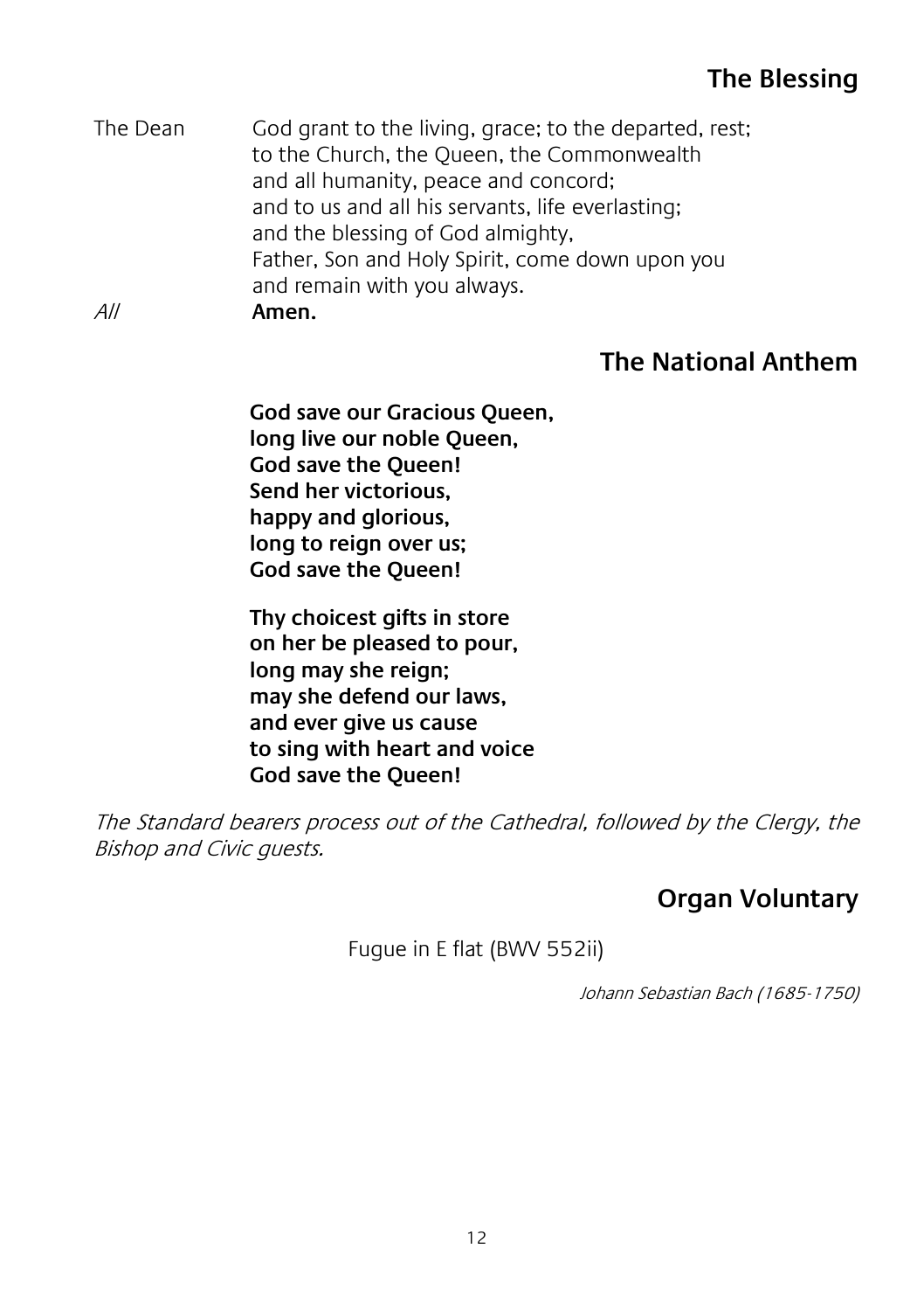## The Blessing

The Dean God grant to the living, grace; to the departed, rest;
to the Church, the Queen, the Commonwealth
and all humanity, peace and concord;
and to us and all his servants, life everlasting;
and the blessing of God almighty,
Father, Son and Holy Spirit, come down upon you
and remain with you always.

*All* **Amen.**

## The National Anthem

**God save our Gracious Queen,**
**long live our noble Queen,**
**God save the Queen!**
**Send her victorious,**
**happy and glorious,**
**long to reign over us;**
**God save the Queen!**

**Thy choicest gifts in store**
**on her be pleased to pour,**
**long may she reign;**
**may she defend our laws,**
**and ever give us cause**
**to sing with heart and voice**
**God save the Queen!**

*The Standard bearers process out of the Cathedral, followed by the Clergy, the Bishop and Civic guests.*

## Organ Voluntary

Fugue in E flat (BWV 552ii)

*Johann Sebastian Bach (1685-1750)*